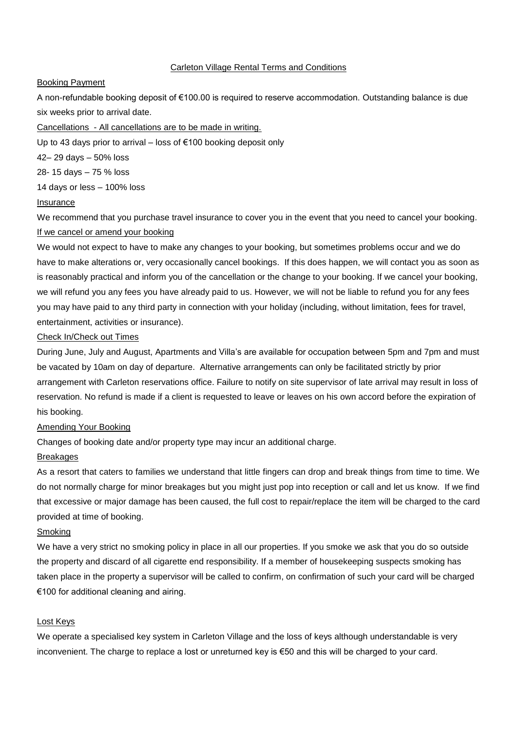# Carleton Village Rental Terms and Conditions

## Booking Payment

A non-refundable booking deposit of €100.00 is required to reserve accommodation. Outstanding balance is due six weeks prior to arrival date.

## Cancellations - All cancellations are to be made in writing.

Up to 43 days prior to arrival – loss of €100 booking deposit only

42– 29 days – 50% loss

28- 15 days – 75 % loss

14 days or less – 100% loss

## Insurance

We recommend that you purchase travel insurance to cover you in the event that you need to cancel your booking.

## If we cancel or amend your booking

We would not expect to have to make any changes to your booking, but sometimes problems occur and we do have to make alterations or, very occasionally cancel bookings. If this does happen, we will contact you as soon as is reasonably practical and inform you of the cancellation or the change to your booking. If we cancel your booking, we will refund you any fees you have already paid to us. However, we will not be liable to refund you for any fees you may have paid to any third party in connection with your holiday (including, without limitation, fees for travel, entertainment, activities or insurance).

## Check In/Check out Times

During June, July and August, Apartments and Villa's are available for occupation between 5pm and 7pm and must be vacated by 10am on day of departure. Alternative arrangements can only be facilitated strictly by prior arrangement with Carleton reservations office. Failure to notify on site supervisor of late arrival may result in loss of reservation. No refund is made if a client is requested to leave or leaves on his own accord before the expiration of his booking.

## Amending Your Booking

Changes of booking date and/or property type may incur an additional charge.

## Breakages

As a resort that caters to families we understand that little fingers can drop and break things from time to time. We do not normally charge for minor breakages but you might just pop into reception or call and let us know. If we find that excessive or major damage has been caused, the full cost to repair/replace the item will be charged to the card provided at time of booking.

## Smoking

We have a very strict no smoking policy in place in all our properties. If you smoke we ask that you do so outside the property and discard of all cigarette end responsibility. If a member of housekeeping suspects smoking has taken place in the property a supervisor will be called to confirm, on confirmation of such your card will be charged €100 for additional cleaning and airing.

## Lost Keys

We operate a specialised key system in Carleton Village and the loss of keys although understandable is very inconvenient. The charge to replace a lost or unreturned key is €50 and this will be charged to your card.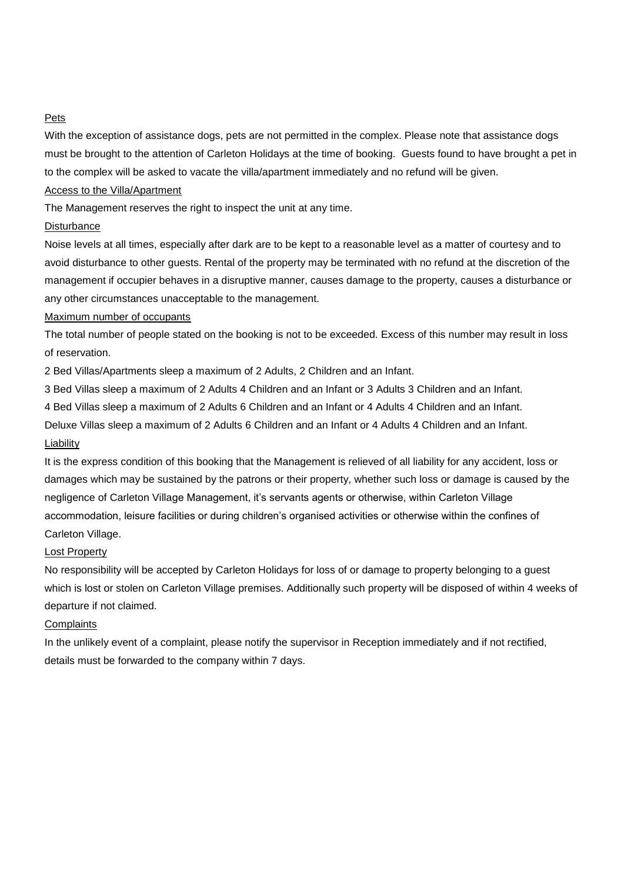## Pets

With the exception of assistance dogs, pets are not permitted in the complex. Please note that assistance dogs must be brought to the attention of Carleton Holidays at the time of booking. Guests found to have brought a pet in to the complex will be asked to vacate the villa/apartment immediately and no refund will be given.

## Access to the Villa/Apartment

The Management reserves the right to inspect the unit at any time.

## Disturbance

Noise levels at all times, especially after dark are to be kept to a reasonable level as a matter of courtesy and to avoid disturbance to other guests. Rental of the property may be terminated with no refund at the discretion of the management if occupier behaves in a disruptive manner, causes damage to the property, causes a disturbance or any other circumstances unacceptable to the management.

## Maximum number of occupants

The total number of people stated on the booking is not to be exceeded. Excess of this number may result in loss of reservation.

2 Bed Villas/Apartments sleep a maximum of 2 Adults, 2 Children and an Infant.

3 Bed Villas sleep a maximum of 2 Adults 4 Children and an Infant or 3 Adults 3 Children and an Infant.

4 Bed Villas sleep a maximum of 2 Adults 6 Children and an Infant or 4 Adults 4 Children and an Infant.

Deluxe Villas sleep a maximum of 2 Adults 6 Children and an Infant or 4 Adults 4 Children and an Infant.

## Liability

It is the express condition of this booking that the Management is relieved of all liability for any accident, loss or damages which may be sustained by the patrons or their property, whether such loss or damage is caused by the negligence of Carleton Village Management, it's servants agents or otherwise, within Carleton Village accommodation, leisure facilities or during children's organised activities or otherwise within the confines of Carleton Village.

## Lost Property

No responsibility will be accepted by Carleton Holidays for loss of or damage to property belonging to a guest which is lost or stolen on Carleton Village premises. Additionally such property will be disposed of within 4 weeks of departure if not claimed.

## Complaints

In the unlikely event of a complaint, please notify the supervisor in Reception immediately and if not rectified, details must be forwarded to the company within 7 days.